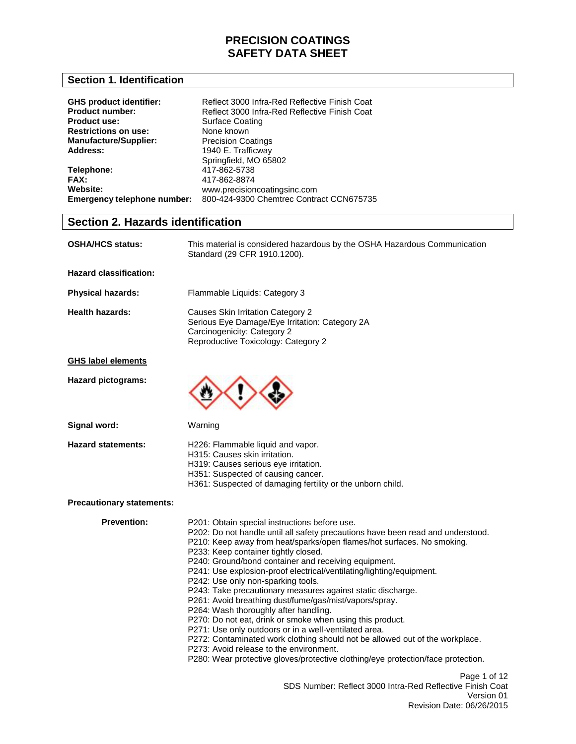# PRECISION COATINGS
# SAFETY DATA SHEET

## Section 1. Identification

**GHS product identifier:** Reflect 3000 Infra-Red Reflective Finish Coat
**Product number:** Reflect 3000 Infra-Red Reflective Finish Coat
**Product use:** Surface Coating
**Restrictions on use:** None known
**Manufacture/Supplier:** Precision Coatings
**Address:** 1940 E. Trafficway
Springfield, MO 65802
**Telephone:** 417-862-5738
**FAX:** 417-862-8874
**Website:** www.precisioncoatingsinc.com
**Emergency telephone number:** 800-424-9300 Chemtrec Contract CCN675735

## Section 2. Hazards identification

**OSHA/HCS status:** This material is considered hazardous by the OSHA Hazardous Communication Standard (29 CFR 1910.1200).

**Hazard classification:**

**Physical hazards:** Flammable Liquids: Category 3

**Health hazards:**
Causes Skin Irritation Category 2
Serious Eye Damage/Eye Irritation: Category 2A
Carcinogenicity: Category 2
Reproductive Toxicology: Category 2

**GHS label elements**

**Hazard pictograms:**

**Signal word:** Warning

**Hazard statements:**
H226: Flammable liquid and vapor.
H315: Causes skin irritation.
H319: Causes serious eye irritation.
H351: Suspected of causing cancer.
H361: Suspected of damaging fertility or the unborn child.

**Precautionary statements:**

**Prevention:**
P201: Obtain special instructions before use.
P202: Do not handle until all safety precautions have been read and understood.
P210: Keep away from heat/sparks/open flames/hot surfaces. No smoking.
P233: Keep container tightly closed.
P240: Ground/bond container and receiving equipment.
P241: Use explosion-proof electrical/ventilating/lighting/equipment.
P242: Use only non-sparking tools.
P243: Take precautionary measures against static discharge.
P261: Avoid breathing dust/fume/gas/mist/vapors/spray.
P264: Wash thoroughly after handling.
P270: Do not eat, drink or smoke when using this product.
P271: Use only outdoors or in a well-ventilated area.
P272: Contaminated work clothing should not be allowed out of the workplace.
P273: Avoid release to the environment.
P280: Wear protective gloves/protective clothing/eye protection/face protection.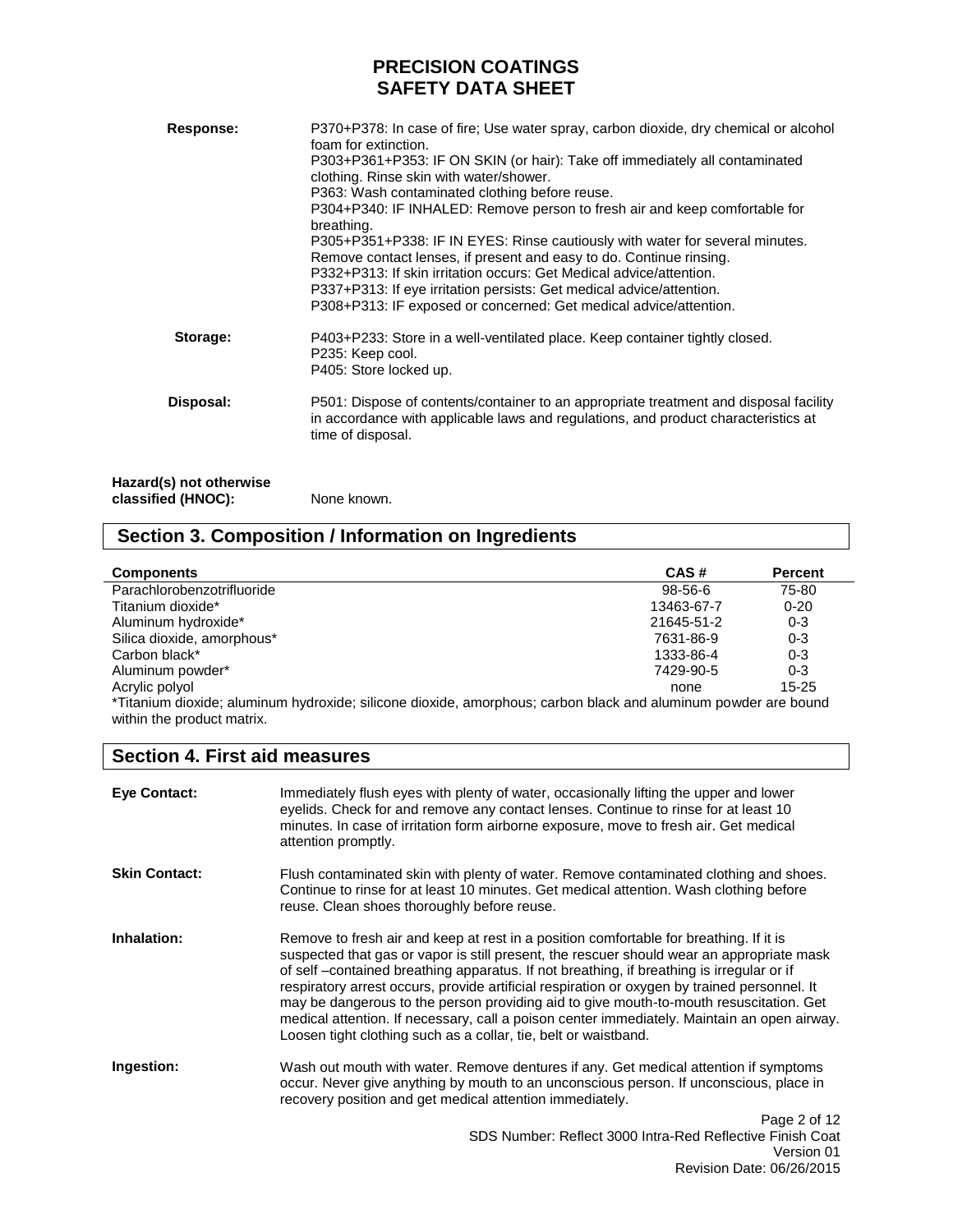**Response:**

P370+P378: In case of fire; Use water spray, carbon dioxide, dry chemical or alcohol foam for extinction.
P303+P361+P353: IF ON SKIN (or hair): Take off immediately all contaminated clothing. Rinse skin with water/shower.
P363: Wash contaminated clothing before reuse.
P304+P340: IF INHALED: Remove person to fresh air and keep comfortable for breathing.
P305+P351+P338: IF IN EYES: Rinse cautiously with water for several minutes. Remove contact lenses, if present and easy to do. Continue rinsing.
P332+P313: If skin irritation occurs: Get Medical advice/attention.
P337+P313: If eye irritation persists: Get medical advice/attention.
P308+P313: IF exposed or concerned: Get medical advice/attention.

**Storage:**

P403+P233: Store in a well-ventilated place. Keep container tightly closed.
P235: Keep cool.
P405: Store locked up.

**Disposal:**

P501: Dispose of contents/container to an appropriate treatment and disposal facility in accordance with applicable laws and regulations, and product characteristics at time of disposal.

**Hazard(s) not otherwise classified (HNOC):** None known.

## Section 3. Composition / Information on Ingredients

| Components | CAS # | Percent |
|---|---|---|
| Parachlorobenzotrifluoride | 98-56-6 | 75-80 |
| Titanium dioxide* | 13463-67-7 | 0-20 |
| Aluminum hydroxide* | 21645-51-2 | 0-3 |
| Silica dioxide, amorphous* | 7631-86-9 | 0-3 |
| Carbon black* | 1333-86-4 | 0-3 |
| Aluminum powder* | 7429-90-5 | 0-3 |
| Acrylic polyol | none | 15-25 |

*Titanium dioxide; aluminum hydroxide; silicone dioxide, amorphous; carbon black and aluminum powder are bound within the product matrix.

## Section 4. First aid measures

**Eye Contact:** Immediately flush eyes with plenty of water, occasionally lifting the upper and lower eyelids. Check for and remove any contact lenses. Continue to rinse for at least 10 minutes. In case of irritation form airborne exposure, move to fresh air. Get medical attention promptly.

**Skin Contact:** Flush contaminated skin with plenty of water. Remove contaminated clothing and shoes. Continue to rinse for at least 10 minutes. Get medical attention. Wash clothing before reuse. Clean shoes thoroughly before reuse.

**Inhalation:** Remove to fresh air and keep at rest in a position comfortable for breathing. If it is suspected that gas or vapor is still present, the rescuer should wear an appropriate mask of self –contained breathing apparatus. If not breathing, if breathing is irregular or if respiratory arrest occurs, provide artificial respiration or oxygen by trained personnel. It may be dangerous to the person providing aid to give mouth-to-mouth resuscitation. Get medical attention. If necessary, call a poison center immediately. Maintain an open airway. Loosen tight clothing such as a collar, tie, belt or waistband.

**Ingestion:** Wash out mouth with water. Remove dentures if any. Get medical attention if symptoms occur. Never give anything by mouth to an unconscious person. If unconscious, place in recovery position and get medical attention immediately.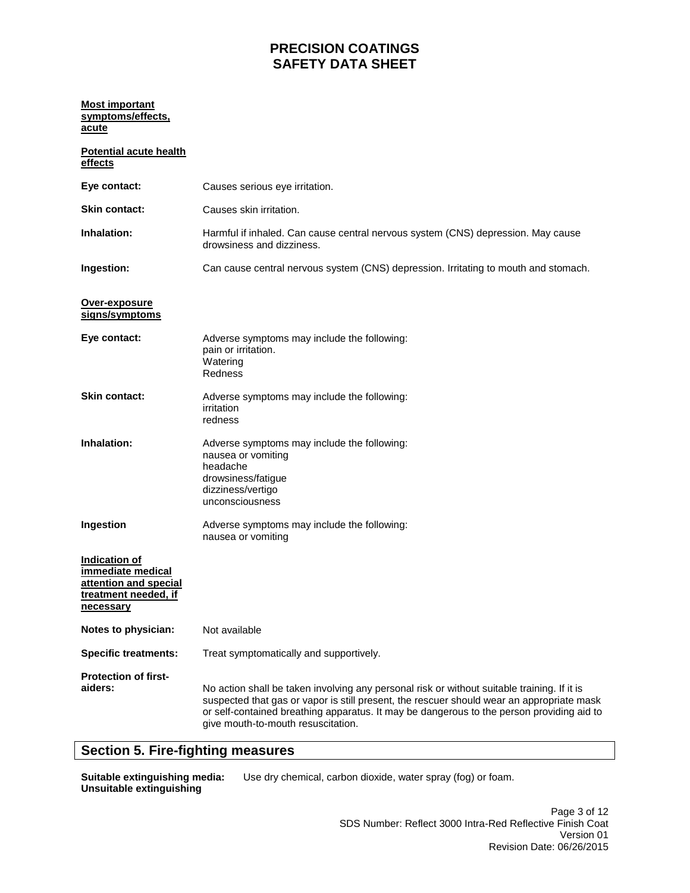**Most important symptoms/effects, acute**

**Potential acute health effects**

**Eye contact:** Causes serious eye irritation.

**Skin contact:** Causes skin irritation.

**Inhalation:** Harmful if inhaled. Can cause central nervous system (CNS) depression. May cause drowsiness and dizziness.

**Ingestion:** Can cause central nervous system (CNS) depression. Irritating to mouth and stomach.

**Over-exposure signs/symptoms**

**Eye contact:** Adverse symptoms may include the following:
pain or irritation.
Watering
Redness

**Skin contact:** Adverse symptoms may include the following:
irritation
redness

**Inhalation:** Adverse symptoms may include the following:
nausea or vomiting
headache
drowsiness/fatigue
dizziness/vertigo
unconsciousness

**Ingestion** Adverse symptoms may include the following:
nausea or vomiting

**Indication of immediate medical attention and special treatment needed, if necessary**

**Notes to physician:** Not available

**Specific treatments:** Treat symptomatically and supportively.

**Protection of first-aiders:** No action shall be taken involving any personal risk or without suitable training. If it is suspected that gas or vapor is still present, the rescuer should wear an appropriate mask or self-contained breathing apparatus. It may be dangerous to the person providing aid to give mouth-to-mouth resuscitation.

## Section 5. Fire-fighting measures

**Suitable extinguishing media:** Use dry chemical, carbon dioxide, water spray (fog) or foam.

**Unsuitable extinguishing**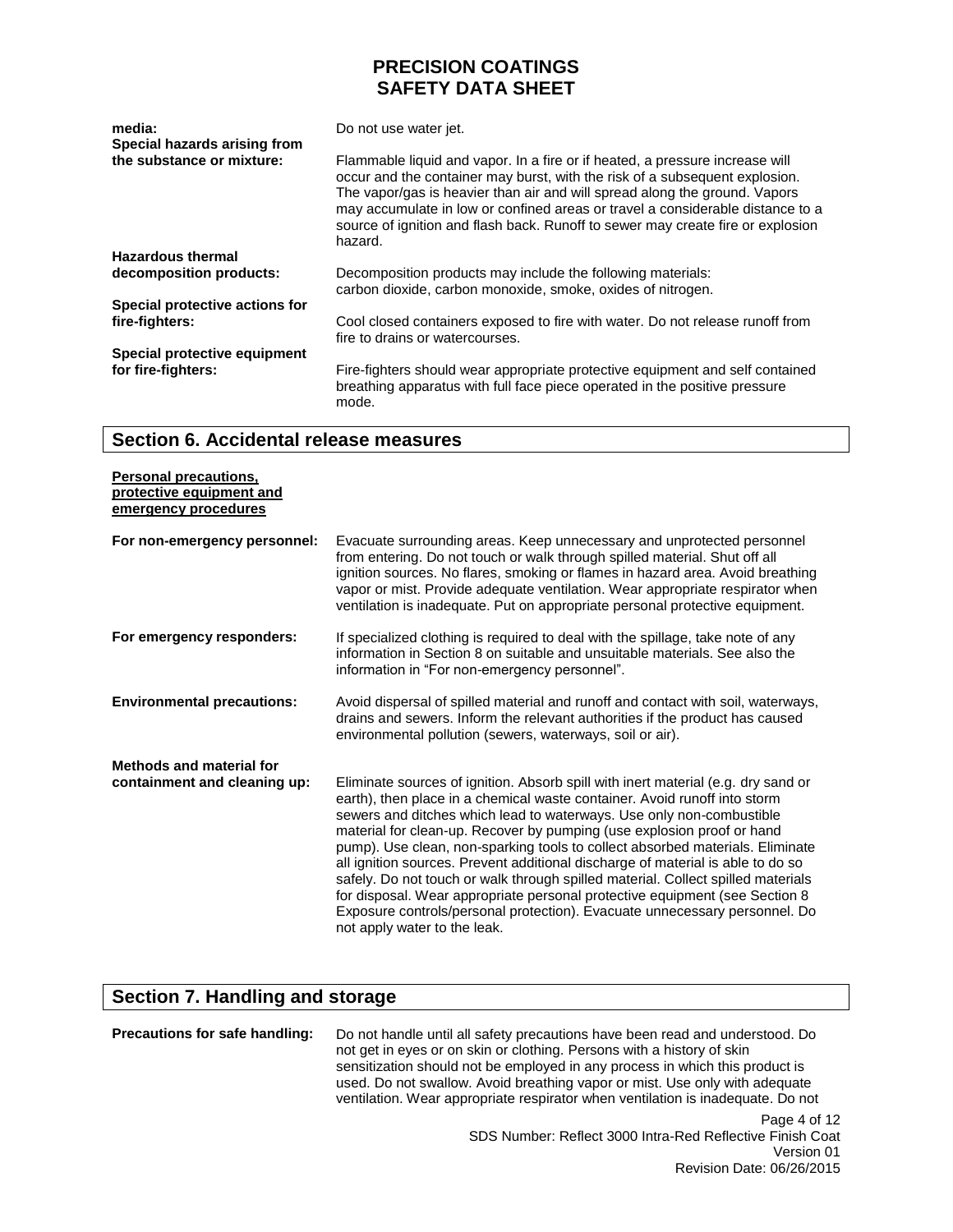**media:** Do not use water jet.

**Special hazards arising from the substance or mixture:** Flammable liquid and vapor. In a fire or if heated, a pressure increase will occur and the container may burst, with the risk of a subsequent explosion. The vapor/gas is heavier than air and will spread along the ground. Vapors may accumulate in low or confined areas or travel a considerable distance to a source of ignition and flash back. Runoff to sewer may create fire or explosion hazard.

**Hazardous thermal decomposition products:** Decomposition products may include the following materials: carbon dioxide, carbon monoxide, smoke, oxides of nitrogen.

**Special protective actions for fire-fighters:** Cool closed containers exposed to fire with water. Do not release runoff from fire to drains or watercourses.

**Special protective equipment for fire-fighters:** Fire-fighters should wear appropriate protective equipment and self contained breathing apparatus with full face piece operated in the positive pressure mode.

## Section 6. Accidental release measures

**Personal precautions, protective equipment and emergency procedures**

**For non-emergency personnel:** Evacuate surrounding areas. Keep unnecessary and unprotected personnel from entering. Do not touch or walk through spilled material. Shut off all ignition sources. No flares, smoking or flames in hazard area. Avoid breathing vapor or mist. Provide adequate ventilation. Wear appropriate respirator when ventilation is inadequate. Put on appropriate personal protective equipment.

**For emergency responders:** If specialized clothing is required to deal with the spillage, take note of any information in Section 8 on suitable and unsuitable materials. See also the information in "For non-emergency personnel".

**Environmental precautions:** Avoid dispersal of spilled material and runoff and contact with soil, waterways, drains and sewers. Inform the relevant authorities if the product has caused environmental pollution (sewers, waterways, soil or air).

**Methods and material for containment and cleaning up:** Eliminate sources of ignition. Absorb spill with inert material (e.g. dry sand or earth), then place in a chemical waste container. Avoid runoff into storm sewers and ditches which lead to waterways. Use only non-combustible material for clean-up. Recover by pumping (use explosion proof or hand pump). Use clean, non-sparking tools to collect absorbed materials. Eliminate all ignition sources. Prevent additional discharge of material is able to do so safely. Do not touch or walk through spilled material. Collect spilled materials for disposal. Wear appropriate personal protective equipment (see Section 8 Exposure controls/personal protection). Evacuate unnecessary personnel. Do not apply water to the leak.

## Section 7. Handling and storage

**Precautions for safe handling:** Do not handle until all safety precautions have been read and understood. Do not get in eyes or on skin or clothing. Persons with a history of skin sensitization should not be employed in any process in which this product is used. Do not swallow. Avoid breathing vapor or mist. Use only with adequate ventilation. Wear appropriate respirator when ventilation is inadequate. Do not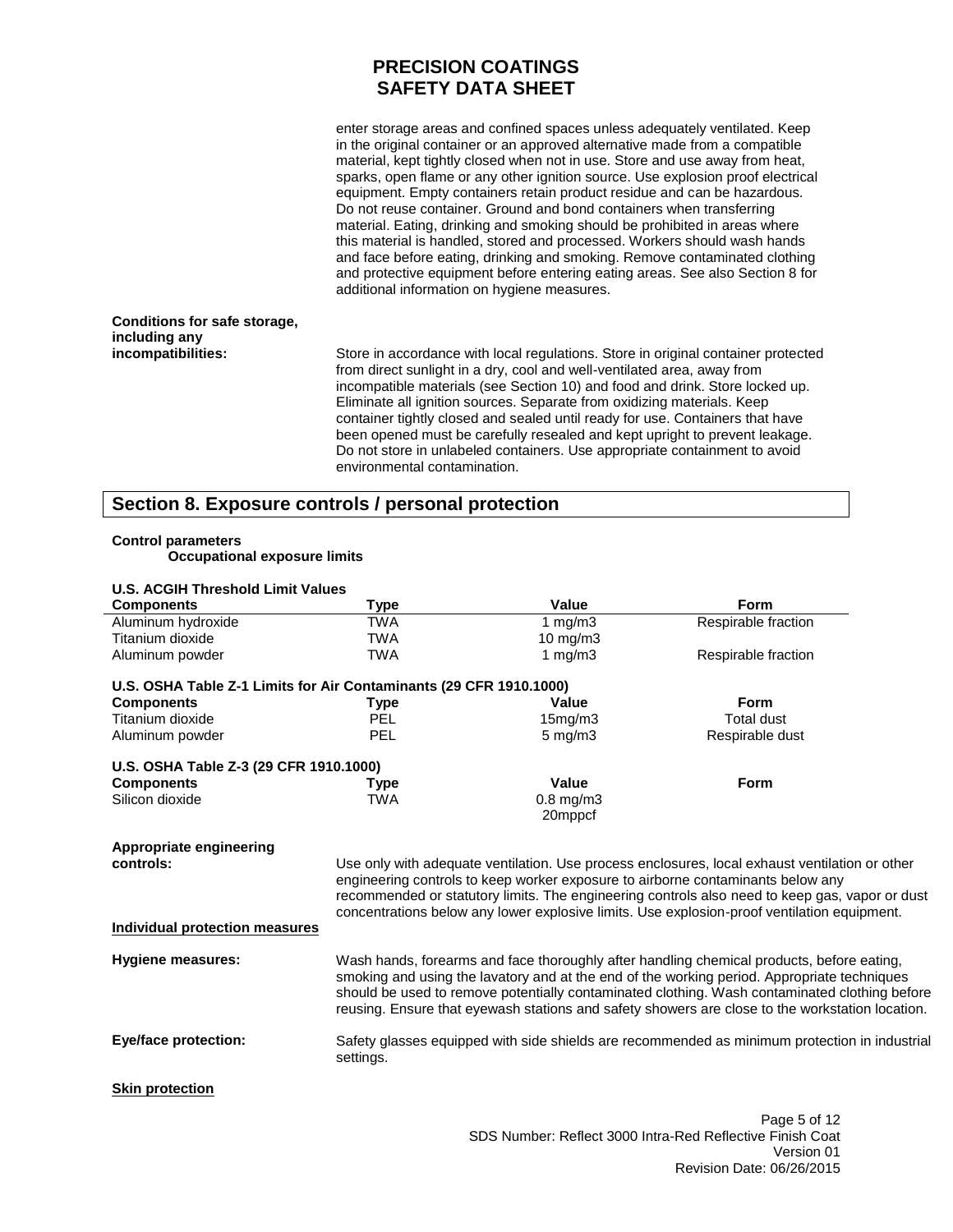enter storage areas and confined spaces unless adequately ventilated. Keep in the original container or an approved alternative made from a compatible material, kept tightly closed when not in use. Store and use away from heat, sparks, open flame or any other ignition source. Use explosion proof electrical equipment. Empty containers retain product residue and can be hazardous. Do not reuse container. Ground and bond containers when transferring material. Eating, drinking and smoking should be prohibited in areas where this material is handled, stored and processed. Workers should wash hands and face before eating, drinking and smoking. Remove contaminated clothing and protective equipment before entering eating areas. See also Section 8 for additional information on hygiene measures.

**Conditions for safe storage, including any incompatibilities:** Store in accordance with local regulations. Store in original container protected from direct sunlight in a dry, cool and well-ventilated area, away from incompatible materials (see Section 10) and food and drink. Store locked up. Eliminate all ignition sources. Separate from oxidizing materials. Keep container tightly closed and sealed until ready for use. Containers that have been opened must be carefully resealed and kept upright to prevent leakage. Do not store in unlabeled containers. Use appropriate containment to avoid environmental contamination.

## Section 8. Exposure controls / personal protection

**Control parameters**

**Occupational exposure limits**

**U.S. ACGIH Threshold Limit Values**

| Components | Type | Value | Form |
|---|---|---|---|
| Aluminum hydroxide | TWA | 1 mg/m3 | Respirable fraction |
| Titanium dioxide | TWA | 10 mg/m3 | |
| Aluminum powder | TWA | 1 mg/m3 | Respirable fraction |

**U.S. OSHA Table Z-1 Limits for Air Contaminants (29 CFR 1910.1000)**

| Components | Type | Value | Form |
|---|---|---|---|
| Titanium dioxide | PEL | 15mg/m3 | Total dust |
| Aluminum powder | PEL | 5 mg/m3 | Respirable dust |

**U.S. OSHA Table Z-3 (29 CFR 1910.1000)**

| Components | Type | Value | Form |
|---|---|---|---|
| Silicon dioxide | TWA | 0.8 mg/m3<br>20mppcf | |

**Appropriate engineering controls:** Use only with adequate ventilation. Use process enclosures, local exhaust ventilation or other engineering controls to keep worker exposure to airborne contaminants below any recommended or statutory limits. The engineering controls also need to keep gas, vapor or dust concentrations below any lower explosive limits. Use explosion-proof ventilation equipment.

**Individual protection measures**

**Hygiene measures:** Wash hands, forearms and face thoroughly after handling chemical products, before eating, smoking and using the lavatory and at the end of the working period. Appropriate techniques should be used to remove potentially contaminated clothing. Wash contaminated clothing before reusing. Ensure that eyewash stations and safety showers are close to the workstation location.

**Eye/face protection:** Safety glasses equipped with side shields are recommended as minimum protection in industrial settings.

**Skin protection**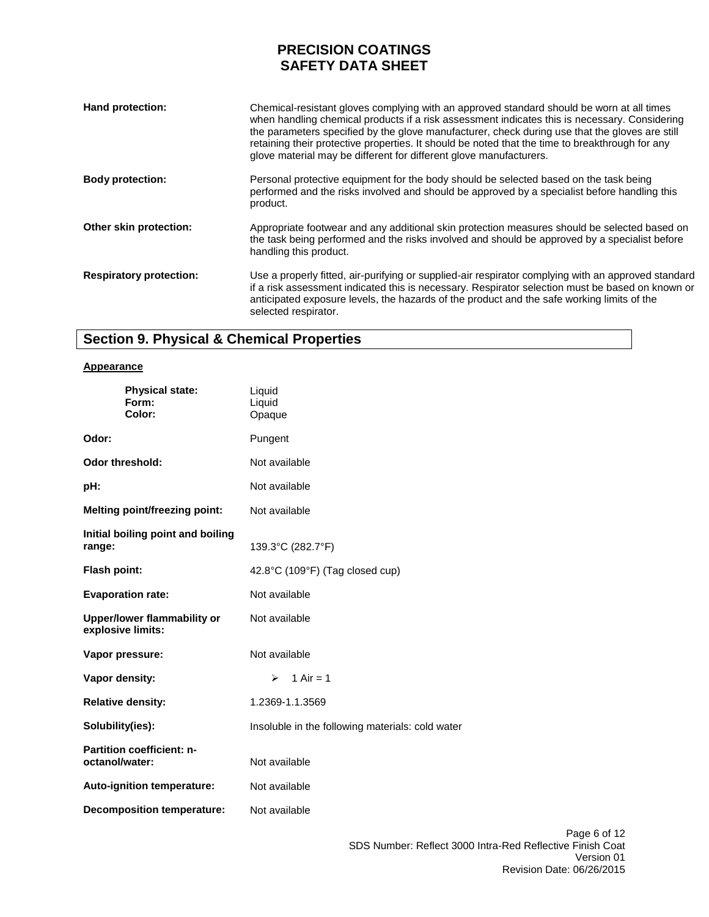**Hand protection:** Chemical-resistant gloves complying with an approved standard should be worn at all times when handling chemical products if a risk assessment indicates this is necessary. Considering the parameters specified by the glove manufacturer, check during use that the gloves are still retaining their protective properties. It should be noted that the time to breakthrough for any glove material may be different for different glove manufacturers.

**Body protection:** Personal protective equipment for the body should be selected based on the task being performed and the risks involved and should be approved by a specialist before handling this product.

**Other skin protection:** Appropriate footwear and any additional skin protection measures should be selected based on the task being performed and the risks involved and should be approved by a specialist before handling this product.

**Respiratory protection:** Use a properly fitted, air-purifying or supplied-air respirator complying with an approved standard if a risk assessment indicated this is necessary. Respirator selection must be based on known or anticipated exposure levels, the hazards of the product and the safe working limits of the selected respirator.

## Section 9. Physical & Chemical Properties

**Appearance**

| | |
|---|---|
| **Physical state:** | Liquid |
| **Form:** | Liquid |
| **Color:** | Opaque |
| **Odor:** | Pungent |
| **Odor threshold:** | Not available |
| **pH:** | Not available |
| **Melting point/freezing point:** | Not available |
| **Initial boiling point and boiling range:** | 139.3°C (282.7°F) |
| **Flash point:** | 42.8°C (109°F) (Tag closed cup) |
| **Evaporation rate:** | Not available |
| **Upper/lower flammability or explosive limits:** | Not available |
| **Vapor pressure:** | Not available |
| **Vapor density:** | ➢ 1 Air = 1 |
| **Relative density:** | 1.2369-1.1.3569 |
| **Solubility(ies):** | Insoluble in the following materials: cold water |
| **Partition coefficient: n-octanol/water:** | Not available |
| **Auto-ignition temperature:** | Not available |
| **Decomposition temperature:** | Not available |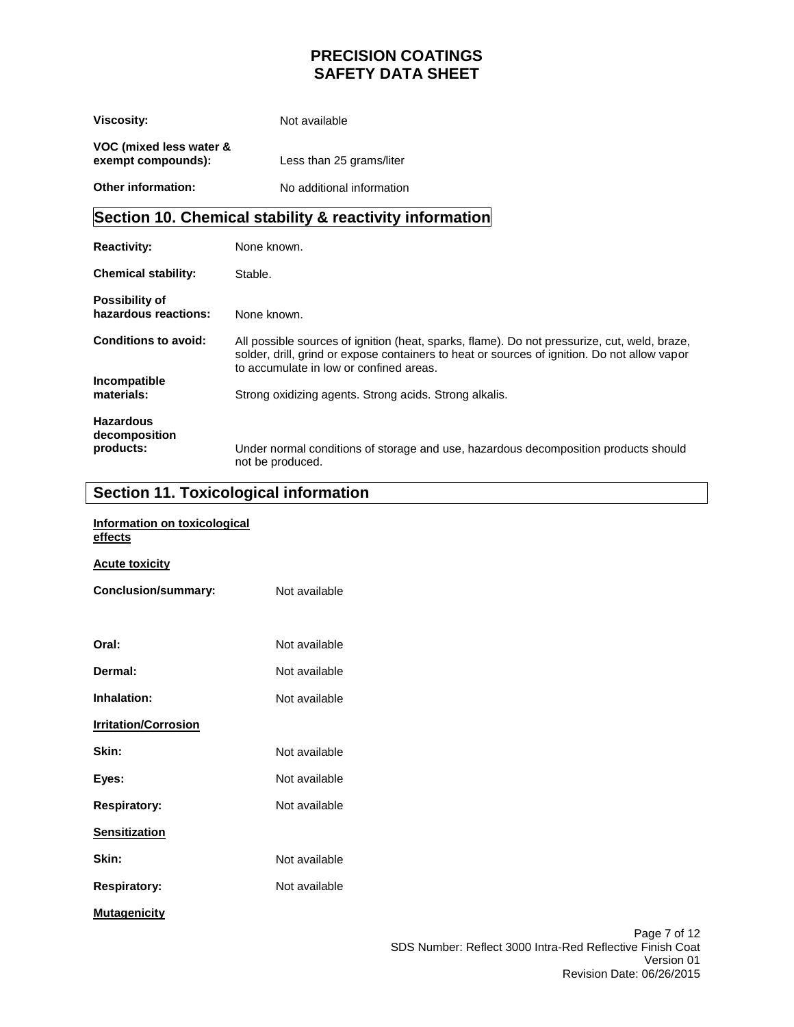**Viscosity:** Not available

**VOC (mixed less water & exempt compounds):** Less than 25 grams/liter

**Other information:** No additional information

## Section 10. Chemical stability & reactivity information

**Reactivity:** None known.

**Chemical stability:** Stable.

**Possibility of hazardous reactions:** None known.

**Conditions to avoid:** All possible sources of ignition (heat, sparks, flame). Do not pressurize, cut, weld, braze, solder, drill, grind or expose containers to heat or sources of ignition. Do not allow vapor to accumulate in low or confined areas.

**Incompatible materials:** Strong oxidizing agents. Strong acids. Strong alkalis.

**Hazardous decomposition products:** Under normal conditions of storage and use, hazardous decomposition products should not be produced.

## Section 11. Toxicological information

**Information on toxicological effects**

**Acute toxicity**

**Conclusion/summary:** Not available

**Oral:** Not available

**Dermal:** Not available

**Inhalation:** Not available

**Irritation/Corrosion**

**Skin:** Not available

**Eyes:** Not available

**Respiratory:** Not available

**Sensitization**

**Skin:** Not available

**Respiratory:** Not available

**Mutagenicity**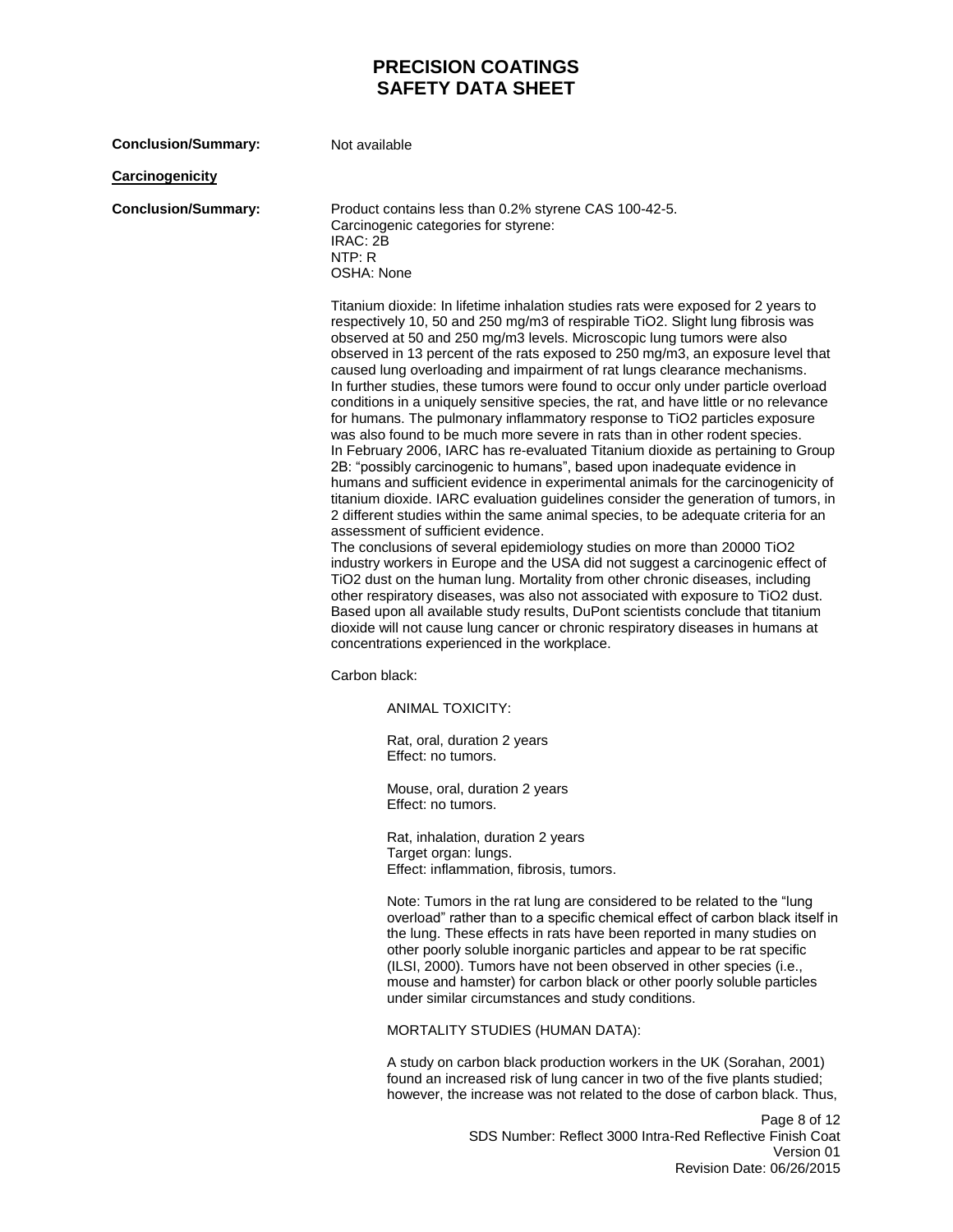**Conclusion/Summary:** Not available

**Carcinogenicity**

**Conclusion/Summary:** Product contains less than 0.2% styrene CAS 100-42-5.
Carcinogenic categories for styrene:
IRAC: 2B
NTP: R
OSHA: None

Titanium dioxide: In lifetime inhalation studies rats were exposed for 2 years to respectively 10, 50 and 250 mg/m3 of respirable TiO2. Slight lung fibrosis was observed at 50 and 250 mg/m3 levels. Microscopic lung tumors were also observed in 13 percent of the rats exposed to 250 mg/m3, an exposure level that caused lung overloading and impairment of rat lungs clearance mechanisms.
In further studies, these tumors were found to occur only under particle overload conditions in a uniquely sensitive species, the rat, and have little or no relevance for humans. The pulmonary inflammatory response to TiO2 particles exposure was also found to be much more severe in rats than in other rodent species.
In February 2006, IARC has re-evaluated Titanium dioxide as pertaining to Group 2B: "possibly carcinogenic to humans", based upon inadequate evidence in humans and sufficient evidence in experimental animals for the carcinogenicity of titanium dioxide. IARC evaluation guidelines consider the generation of tumors, in 2 different studies within the same animal species, to be adequate criteria for an assessment of sufficient evidence.
The conclusions of several epidemiology studies on more than 20000 TiO2 industry workers in Europe and the USA did not suggest a carcinogenic effect of TiO2 dust on the human lung. Mortality from other chronic diseases, including other respiratory diseases, was also not associated with exposure to TiO2 dust. Based upon all available study results, DuPont scientists conclude that titanium dioxide will not cause lung cancer or chronic respiratory diseases in humans at concentrations experienced in the workplace.

Carbon black:

ANIMAL TOXICITY:

Rat, oral, duration 2 years
Effect: no tumors.

Mouse, oral, duration 2 years
Effect: no tumors.

Rat, inhalation, duration 2 years
Target organ: lungs.
Effect: inflammation, fibrosis, tumors.

Note: Tumors in the rat lung are considered to be related to the "lung overload" rather than to a specific chemical effect of carbon black itself in the lung. These effects in rats have been reported in many studies on other poorly soluble inorganic particles and appear to be rat specific (ILSI, 2000). Tumors have not been observed in other species (i.e., mouse and hamster) for carbon black or other poorly soluble particles under similar circumstances and study conditions.

MORTALITY STUDIES (HUMAN DATA):

A study on carbon black production workers in the UK (Sorahan, 2001) found an increased risk of lung cancer in two of the five plants studied; however, the increase was not related to the dose of carbon black. Thus,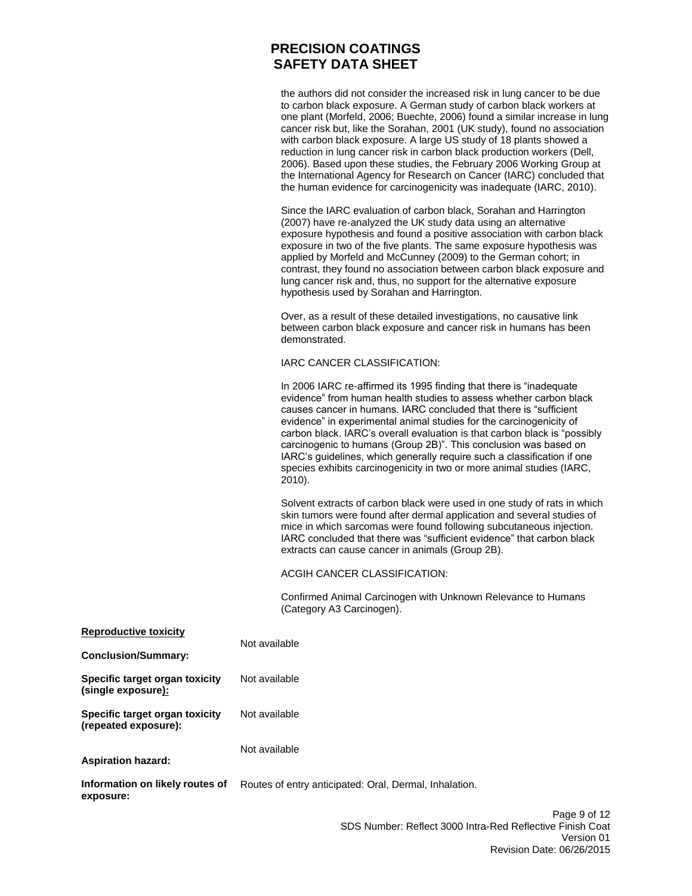the authors did not consider the increased risk in lung cancer to be due to carbon black exposure. A German study of carbon black workers at one plant (Morfeld, 2006; Buechte, 2006) found a similar increase in lung cancer risk but, like the Sorahan, 2001 (UK study), found no association with carbon black exposure. A large US study of 18 plants showed a reduction in lung cancer risk in carbon black production workers (Dell, 2006). Based upon these studies, the February 2006 Working Group at the International Agency for Research on Cancer (IARC) concluded that the human evidence for carcinogenicity was inadequate (IARC, 2010).

Since the IARC evaluation of carbon black, Sorahan and Harrington (2007) have re-analyzed the UK study data using an alternative exposure hypothesis and found a positive association with carbon black exposure in two of the five plants. The same exposure hypothesis was applied by Morfeld and McCunney (2009) to the German cohort; in contrast, they found no association between carbon black exposure and lung cancer risk and, thus, no support for the alternative exposure hypothesis used by Sorahan and Harrington.

Over, as a result of these detailed investigations, no causative link between carbon black exposure and cancer risk in humans has been demonstrated.

IARC CANCER CLASSIFICATION:

In 2006 IARC re-affirmed its 1995 finding that there is "inadequate evidence" from human health studies to assess whether carbon black causes cancer in humans. IARC concluded that there is "sufficient evidence" in experimental animal studies for the carcinogenicity of carbon black. IARC's overall evaluation is that carbon black is "possibly carcinogenic to humans (Group 2B)". This conclusion was based on IARC's guidelines, which generally require such a classification if one species exhibits carcinogenicity in two or more animal studies (IARC, 2010).

Solvent extracts of carbon black were used in one study of rats in which skin tumors were found after dermal application and several studies of mice in which sarcomas were found following subcutaneous injection. IARC concluded that there was "sufficient evidence" that carbon black extracts can cause cancer in animals (Group 2B).

ACGIH CANCER CLASSIFICATION:

Confirmed Animal Carcinogen with Unknown Relevance to Humans (Category A3 Carcinogen).

**Reproductive toxicity**

**Conclusion/Summary:** Not available

**Specific target organ toxicity (single exposure):** Not available

**Specific target organ toxicity (repeated exposure):** Not available

**Aspiration hazard:** Not available

**Information on likely routes of exposure:** Routes of entry anticipated: Oral, Dermal, Inhalation.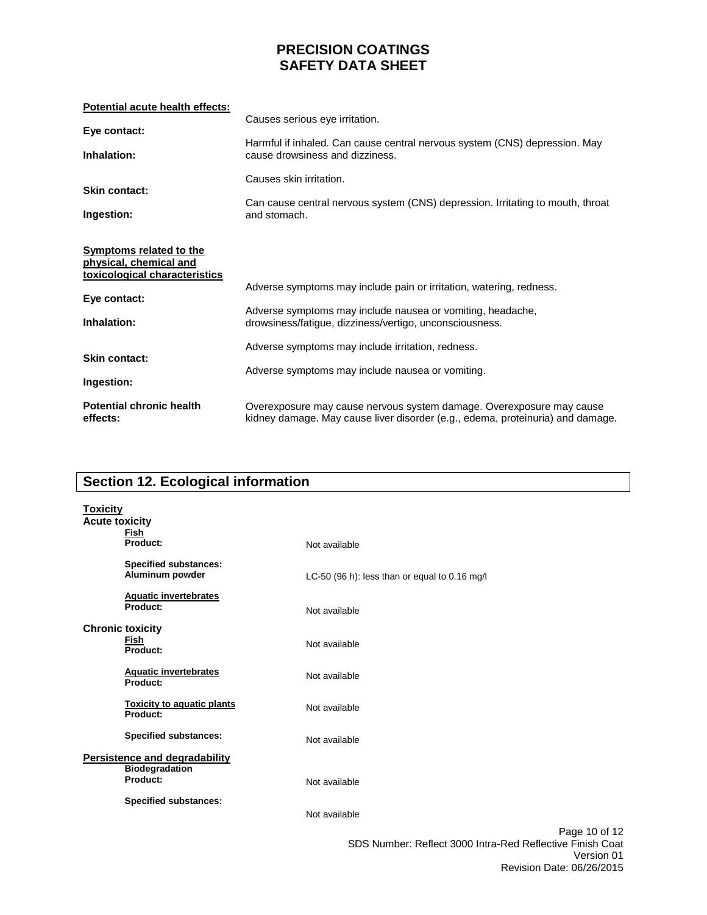**Potential acute health effects:**

| | |
|---|---|
| **Eye contact:** | Causes serious eye irritation. |
| **Inhalation:** | Harmful if inhaled. Can cause central nervous system (CNS) depression. May cause drowsiness and dizziness. |
| **Skin contact:** | Causes skin irritation. |
| **Ingestion:** | Can cause central nervous system (CNS) depression. Irritating to mouth, throat and stomach. |

**Symptoms related to the physical, chemical and toxicological characteristics**

| | |
|---|---|
| **Eye contact:** | Adverse symptoms may include pain or irritation, watering, redness. |
| **Inhalation:** | Adverse symptoms may include nausea or vomiting, headache, drowsiness/fatigue, dizziness/vertigo, unconsciousness. |
| **Skin contact:** | Adverse symptoms may include irritation, redness. |
| **Ingestion:** | Adverse symptoms may include nausea or vomiting. |
| **Potential chronic health effects:** | Overexposure may cause nervous system damage. Overexposure may cause kidney damage. May cause liver disorder (e.g., edema, proteinuria) and damage. |

## Section 12. Ecological information

**Toxicity**

**Acute toxicity**

**Fish**

| | |
|---|---|
| **Product:** | Not available |
| **Specified substances:** | |
| **Aluminum powder** | LC-50 (96 h): less than or equal to 0.16 mg/l |

**Aquatic invertebrates**

| | |
|---|---|
| **Product:** | Not available |

**Chronic toxicity**

**Fish**

| | |
|---|---|
| **Product:** | Not available |

**Aquatic invertebrates**

| | |
|---|---|
| **Product:** | Not available |

**Toxicity to aquatic plants**

| | |
|---|---|
| **Product:** | Not available |
| **Specified substances:** | Not available |

**Persistence and degradability**

**Biodegradation**

| | |
|---|---|
| **Product:** | Not available |
| **Specified substances:** | Not available |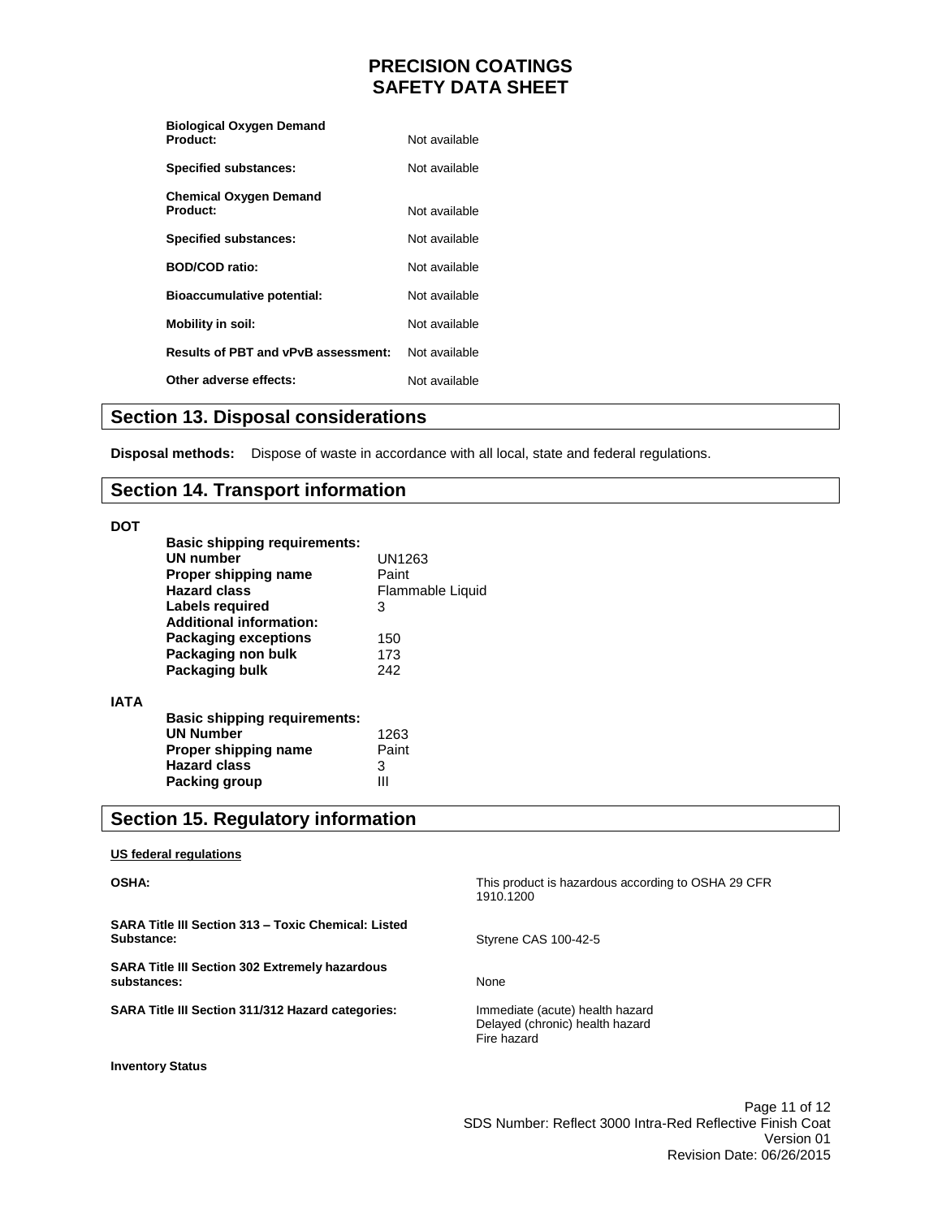| | |
|---|---|
| **Biological Oxygen Demand Product:** | Not available |
| **Specified substances:** | Not available |
| **Chemical Oxygen Demand Product:** | Not available |
| **Specified substances:** | Not available |
| **BOD/COD ratio:** | Not available |
| **Bioaccumulative potential:** | Not available |
| **Mobility in soil:** | Not available |
| **Results of PBT and vPvB assessment:** | Not available |
| **Other adverse effects:** | Not available |

## Section 13. Disposal considerations

**Disposal methods:** Dispose of waste in accordance with all local, state and federal regulations.

## Section 14. Transport information

**DOT**

**Basic shipping requirements:**

| | |
|---|---|
| **UN number** | UN1263 |
| **Proper shipping name** | Paint |
| **Hazard class** | Flammable Liquid |
| **Labels required** | 3 |

**Additional information:**

| | |
|---|---|
| **Packaging exceptions** | 150 |
| **Packaging non bulk** | 173 |
| **Packaging bulk** | 242 |

**IATA**

**Basic shipping requirements:**

| | |
|---|---|
| **UN Number** | 1263 |
| **Proper shipping name** | Paint |
| **Hazard class** | 3 |
| **Packing group** | III |

## Section 15. Regulatory information

**US federal regulations**

| | |
|---|---|
| **OSHA:** | This product is hazardous according to OSHA 29 CFR 1910.1200 |
| **SARA Title III Section 313 – Toxic Chemical: Listed Substance:** | Styrene CAS 100-42-5 |
| **SARA Title III Section 302 Extremely hazardous substances:** | None |
| **SARA Title III Section 311/312 Hazard categories:** | Immediate (acute) health hazard<br>Delayed (chronic) health hazard<br>Fire hazard |

**Inventory Status**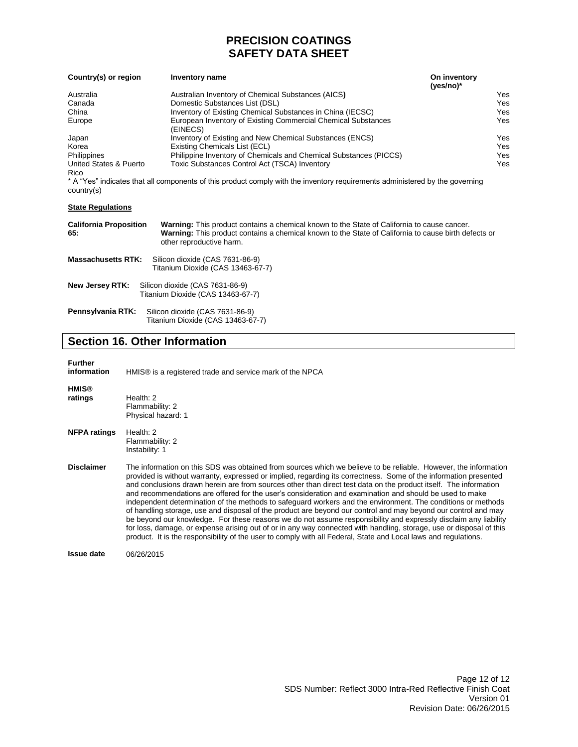| Country(s) or region | Inventory name | On inventory (yes/no)* |
|---|---|---|
| Australia | Australian Inventory of Chemical Substances (AICS) | Yes |
| Canada | Domestic Substances List (DSL) | Yes |
| China | Inventory of Existing Chemical Substances in China (IECSC) | Yes |
| Europe | European Inventory of Existing Commercial Chemical Substances (EINECS) | Yes |
| Japan | Inventory of Existing and New Chemical Substances (ENCS) | Yes |
| Korea | Existing Chemicals List (ECL) | Yes |
| Philippines | Philippine Inventory of Chemicals and Chemical Substances (PICCS) | Yes |
| United States & Puerto Rico | Toxic Substances Control Act (TSCA) Inventory | Yes |

* A "Yes" indicates that all components of this product comply with the inventory requirements administered by the governing country(s)

**State Regulations**

**California Proposition 65:** **Warning:** This product contains a chemical known to the State of California to cause cancer.
**Warning:** This product contains a chemical known to the State of California to cause birth defects or other reproductive harm.

**Massachusetts RTK:** Silicon dioxide (CAS 7631-86-9)
Titanium Dioxide (CAS 13463-67-7)

**New Jersey RTK:** Silicon dioxide (CAS 7631-86-9)
Titanium Dioxide (CAS 13463-67-7)

**Pennsylvania RTK:** Silicon dioxide (CAS 7631-86-9)
Titanium Dioxide (CAS 13463-67-7)

## Section 16. Other Information

**Further information** HMIS® is a registered trade and service mark of the NPCA

**HMIS® ratings**
Health: 2
Flammability: 2
Physical hazard: 1

**NFPA ratings**
Health: 2
Flammability: 2
Instability: 1

**Disclaimer** The information on this SDS was obtained from sources which we believe to be reliable. However, the information provided is without warranty, expressed or implied, regarding its correctness. Some of the information presented and conclusions drawn herein are from sources other than direct test data on the product itself. The information and recommendations are offered for the user's consideration and examination and should be used to make independent determination of the methods to safeguard workers and the environment. The conditions or methods of handling storage, use and disposal of the product are beyond our control and may beyond our control and may be beyond our knowledge. For these reasons we do not assume responsibility and expressly disclaim any liability for loss, damage, or expense arising out of or in any way connected with handling, storage, use or disposal of this product. It is the responsibility of the user to comply with all Federal, State and Local laws and regulations.

**Issue date** 06/26/2015